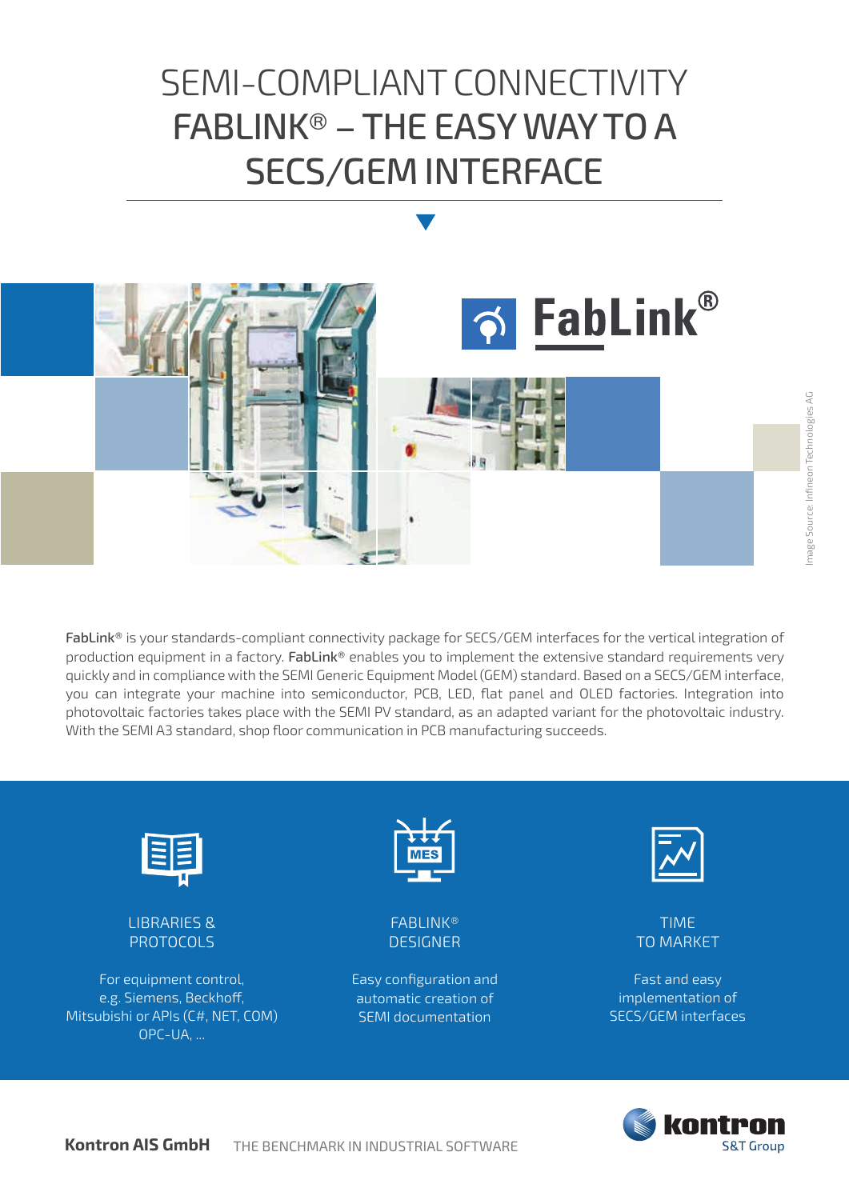# SEMI-COMPLIANT CONNECTIVITY
# FABLINK® – THE EASY WAY TO A SECS/GEM INTERFACE

FabLink®

Image Source: Infineon Technologies AG

**FabLink®** is your standards-compliant connectivity package for SECS/GEM interfaces for the vertical integration of production equipment in a factory. **FabLink®** enables you to implement the extensive standard requirements very quickly and in compliance with the SEMI Generic Equipment Model (GEM) standard. Based on a SECS/GEM interface, you can integrate your machine into semiconductor, PCB, LED, flat panel and OLED factories. Integration into photovoltaic factories takes place with the SEMI PV standard, as an adapted variant for the photovoltaic industry. With the SEMI A3 standard, shop floor communication in PCB manufacturing succeeds.

### LIBRARIES & PROTOCOLS

For equipment control, e.g. Siemens, Beckhoff, Mitsubishi or APIs (C#, NET, COM) OPC-UA, ...

### FABLINK® DESIGNER

Easy configuration and automatic creation of SEMI documentation

### TIME TO MARKET

Fast and easy implementation of SECS/GEM interfaces

**Kontron AIS GmbH** THE BENCHMARK IN INDUSTRIAL SOFTWARE

kontron S&T Group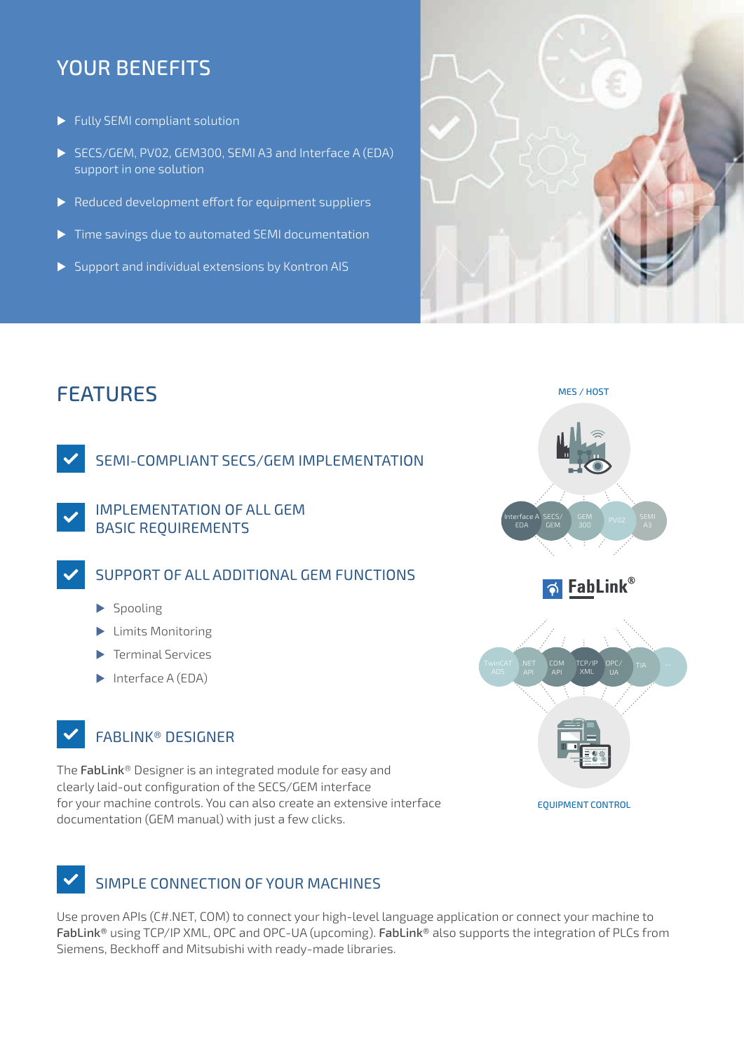## YOUR BENEFITS

- Fully SEMI compliant solution
- SECS/GEM, PV02, GEM300, SEMI A3 and Interface A (EDA) support in one solution
- Reduced development effort for equipment suppliers
- Time savings due to automated SEMI documentation
- Support and individual extensions by Kontron AIS

## FEATURES

### SEMI-COMPLIANT SECS/GEM IMPLEMENTATION

### IMPLEMENTATION OF ALL GEM BASIC REQUIREMENTS

### SUPPORT OF ALL ADDITIONAL GEM FUNCTIONS

- Spooling
- Limits Monitoring
- Terminal Services
- Interface A (EDA)

### FABLINK® DESIGNER

The **FabLink**® Designer is an integrated module for easy and clearly laid-out configuration of the SECS/GEM interface for your machine controls. You can also create an extensive interface documentation (GEM manual) with just a few clicks.

MES / HOST

Interface A EDA | SECS/ GEM | GEM 300 | PV02 | SEMI A3

FabLink®

TwinCAT ADS | .NET API | COM API | TCP/IP XML | OPC/ UA | TIA | ...

EQUIPMENT CONTROL

### SIMPLE CONNECTION OF YOUR MACHINES

Use proven APIs (C#.NET, COM) to connect your high-level language application or connect your machine to **FabLink**® using TCP/IP XML, OPC and OPC-UA (upcoming). **FabLink**® also supports the integration of PLCs from Siemens, Beckhoff and Mitsubishi with ready-made libraries.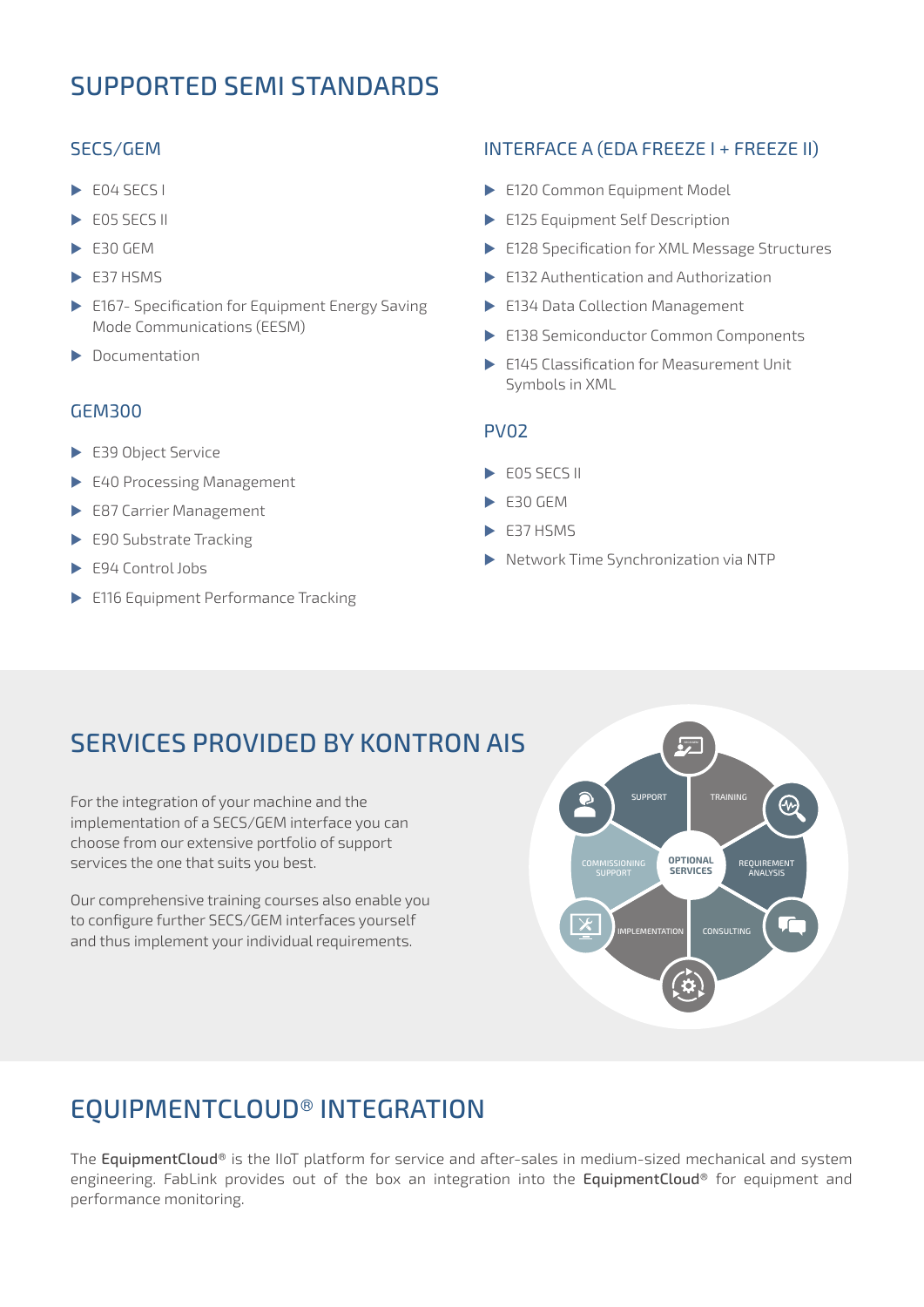# SUPPORTED SEMI STANDARDS

## SECS/GEM

- E04 SECS I
- E05 SECS II
- E30 GEM
- E37 HSMS
- E167- Specification for Equipment Energy Saving Mode Communications (EESM)
- Documentation

## GEM300

- E39 Object Service
- E40 Processing Management
- E87 Carrier Management
- E90 Substrate Tracking
- E94 Control Jobs
- E116 Equipment Performance Tracking

## INTERFACE A (EDA FREEZE I + FREEZE II)

- E120 Common Equipment Model
- E125 Equipment Self Description
- E128 Specification for XML Message Structures
- E132 Authentication and Authorization
- E134 Data Collection Management
- E138 Semiconductor Common Components
- E145 Classification for Measurement Unit Symbols in XML

## PV02

- E05 SECS II
- E30 GEM
- E37 HSMS
- Network Time Synchronization via NTP

# SERVICES PROVIDED BY KONTRON AIS

For the integration of your machine and the implementation of a SECS/GEM interface you can choose from our extensive portfolio of support services the one that suits you best.

Our comprehensive training courses also enable you to configure further SECS/GEM interfaces yourself and thus implement your individual requirements.

OPTIONAL SERVICES: SUPPORT, TRAINING, REQUIREMENT ANALYSIS, CONSULTING, IMPLEMENTATION, COMMISSIONING SUPPORT

# EQUIPMENTCLOUD® INTEGRATION

The **EquipmentCloud®** is the IIoT platform for service and after-sales in medium-sized mechanical and system engineering. FabLink provides out of the box an integration into the **EquipmentCloud®** for equipment and performance monitoring.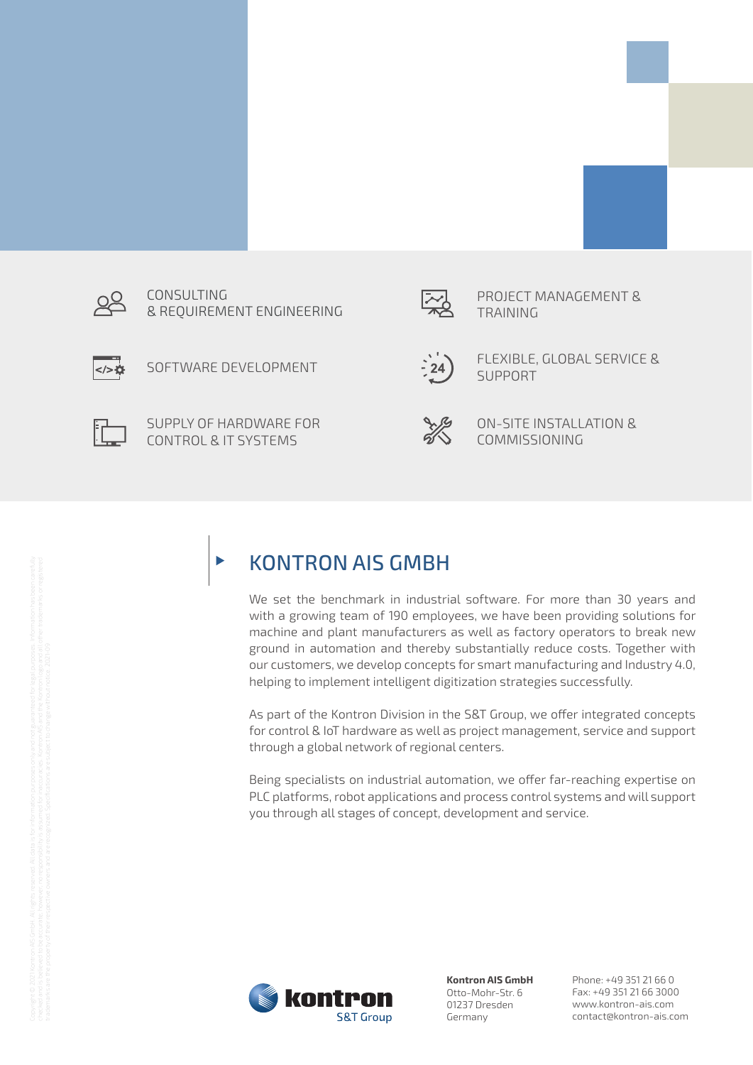CONSULTING
& REQUIREMENT ENGINEERING

PROJECT MANAGEMENT &
TRAINING

SOFTWARE DEVELOPMENT

FLEXIBLE, GLOBAL SERVICE &
SUPPORT

SUPPLY OF HARDWARE FOR
CONTROL & IT SYSTEMS

ON-SITE INSTALLATION &
COMMISSIONING

## KONTRON AIS GMBH

We set the benchmark in industrial software. For more than 30 years and with a growing team of 190 employees, we have been providing solutions for machine and plant manufacturers as well as factory operators to break new ground in automation and thereby substantially reduce costs. Together with our customers, we develop concepts for smart manufacturing and Industry 4.0, helping to implement intelligent digitization strategies successfully.

As part of the Kontron Division in the S&T Group, we offer integrated concepts for control & IoT hardware as well as project management, service and support through a global network of regional centers.

Being specialists on industrial automation, we offer far-reaching expertise on PLC platforms, robot applications and process control systems and will support you through all stages of concept, development and service.

kontron
S&T Group

**Kontron AIS GmbH**
Otto-Mohr-Str. 6
01237 Dresden
Germany

Phone: +49 351 21 66 0
Fax: +49 351 21 66 3000
www.kontron-ais.com
contact@kontron-ais.com